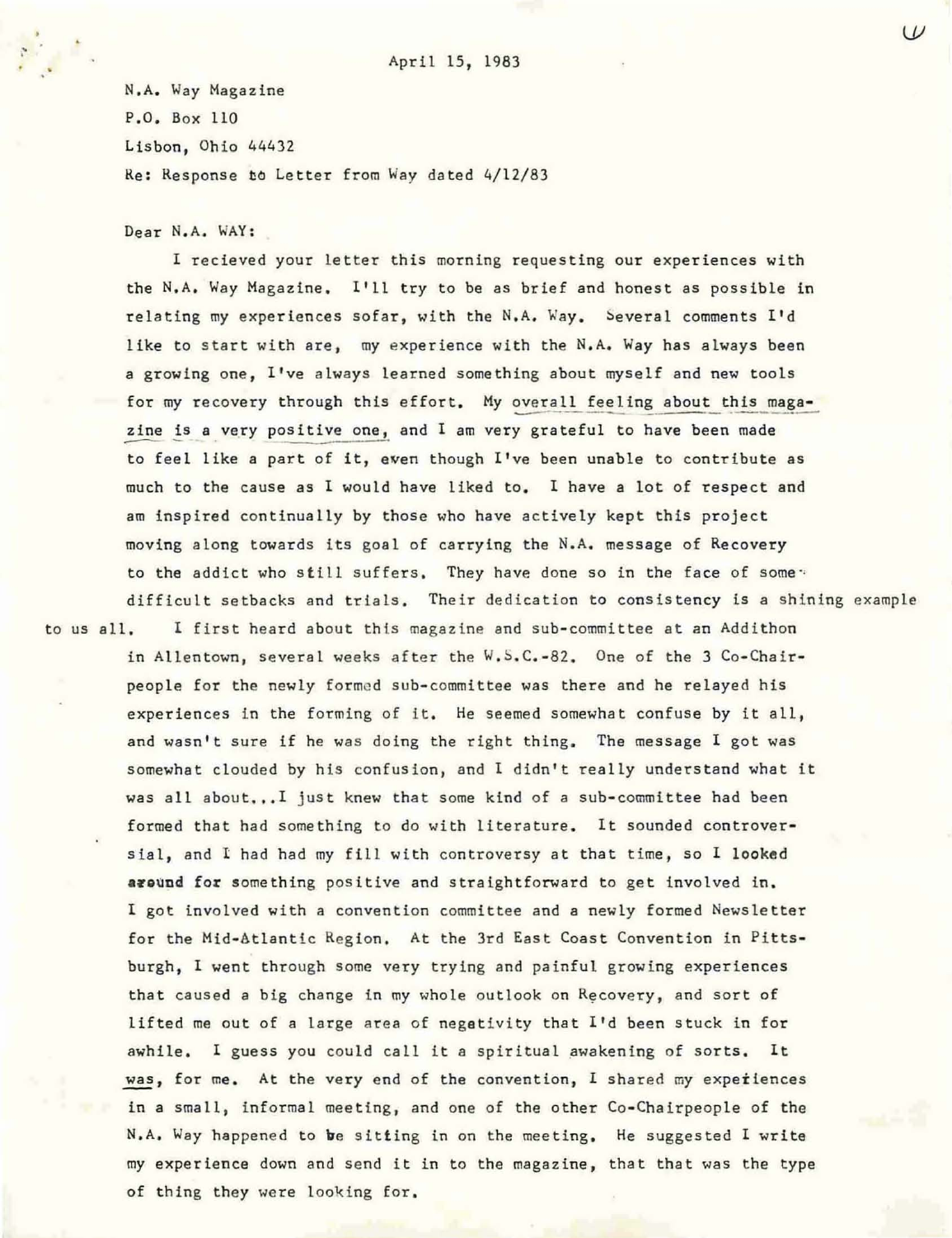April 15, 1983

N.A. Way Magazine
P.O. Box 110
Lisbon, Ohio 44432
Re: Response to Letter from Way dated 4/12/83

Dear N.A. WAY:

I recieved your letter this morning requesting our experiences with the N.A. Way Magazine. I'll try to be as brief and honest as possible in relating my experiences sofar, with the N.A. Way. Several comments I'd like to start with are, my experience with the N.A. Way has always been a growing one, I've always learned something about myself and new tools for my recovery through this effort. My overall feeling about this magazine is a very positive one, and I am very grateful to have been made to feel like a part of it, even though I've been unable to contribute as much to the cause as I would have liked to. I have a lot of respect and am inspired continually by those who have actively kept this project moving along towards its goal of carrying the N.A. message of Recovery to the addict who still suffers. They have done so in the face of some difficult setbacks and trials. Their dedication to consistency is a shining example to us all. I first heard about this magazine and sub-committee at an Addithon in Allentown, several weeks after the W.S.C.-82. One of the 3 Co-Chairpeople for the newly formed sub-committee was there and he relayed his experiences in the forming of it. He seemed somewhat confuse by it all, and wasn't sure if he was doing the right thing. The message I got was somewhat clouded by his confusion, and I didn't really understand what it was all about...I just knew that some kind of a sub-committee had been formed that had something to do with literature. It sounded controversial, and I had had my fill with controversy at that time, so I looked around for something positive and straightforward to get involved in. I got involved with a convention committee and a newly formed Newsletter for the Mid-Atlantic Region. At the 3rd East Coast Convention in Pittsburgh, I went through some very trying and painful growing experiences that caused a big change in my whole outlook on Recovery, and sort of lifted me out of a large area of negativity that I'd been stuck in for awhile. I guess you could call it a spiritual awakening of sorts. It was, for me. At the very end of the convention, I shared my expeiences in a small, informal meeting, and one of the other Co-Chairpeople of the N.A. Way happened to be sitting in on the meeting. He suggested I write my experience down and send it in to the magazine, that that was the type of thing they were looking for.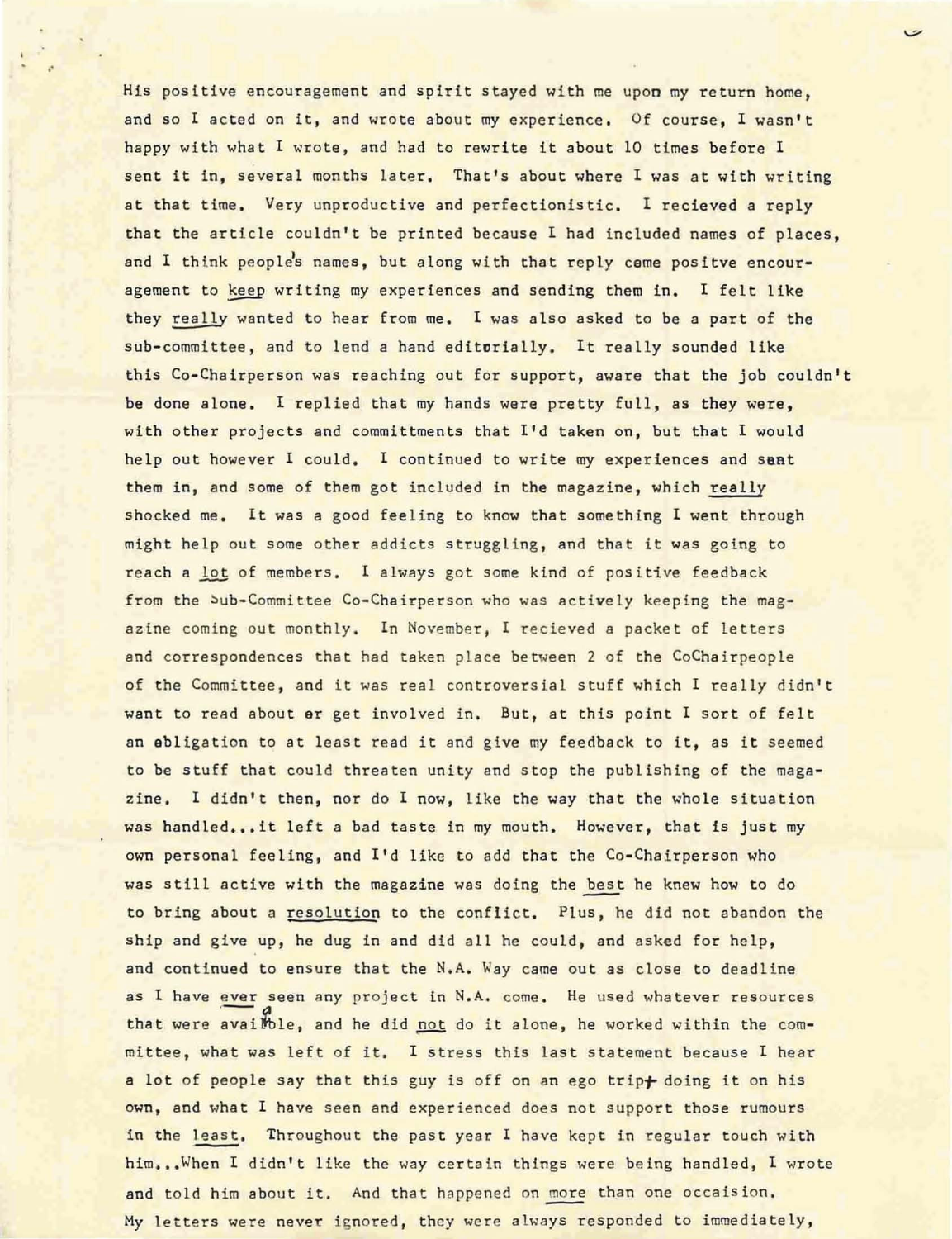His positive encouragement and spirit stayed with me upon my return home, and so I acted on it, and wrote about my experience. Of course, I wasn't happy with what I wrote, and had to rewrite it about 10 times before I sent it in, several months later. That's about where I was at with writing at that time. Very unproductive and perfectionistic. I recieved a reply that the article couldn't be printed because I had included names of places, and I think people's names, but along with that reply came positve encouragement to <u>keep</u> writing my experiences and sending them in. I felt like they <u>really</u> wanted to hear from me. I was also asked to be a part of the sub-committee, and to lend a hand editorially. It really sounded like this Co-Chairperson was reaching out for support, aware that the job couldn't be done alone. I replied that my hands were pretty full, as they were, with other projects and committments that I'd taken on, but that I would help out however I could. I continued to write my experiences and sent them in, and some of them got included in the magazine, which <u>really</u> shocked me. It was a good feeling to know that something I went through might help out some other addicts struggling, and that it was going to reach a <u>lot</u> of members. I always got some kind of positive feedback from the Sub-Committee Co-Chairperson who was actively keeping the magazine coming out monthly. In November, I recieved a packet of letters and correspondences that had taken place between 2 of the CoChairpeople of the Committee, and it was real controversial stuff which I really didn't want to read about or get involved in. But, at this point I sort of felt an obligation to at least read it and give my feedback to it, as it seemed to be stuff that could threaten unity and stop the publishing of the magazine. I didn't then, nor do I now, like the way that the whole situation was handled...it left a bad taste in my mouth. However, that is just my own personal feeling, and I'd like to add that the Co-Chairperson who was still active with the magazine was doing the <u>best</u> he knew how to do to bring about a <u>resolution</u> to the conflict. Plus, he did not abandon the ship and give up, he dug in and did all he could, and asked for help, and continued to ensure that the N.A. Way came out as close to deadline as I have <u>ever</u> seen any project in N.A. come. He used whatever resources that were available, and he did <u>not</u> do it alone, he worked within the committee, what was left of it. I stress this last statement because I hear a lot of people say that this guy is off on an ego trip doing it on his own, and what I have seen and experienced does not support those rumours in the <u>least</u>. Throughout the past year I have kept in regular touch with him...When I didn't like the way certain things were being handled, I wrote and told him about it. And that happened on <u>more</u> than one occaision. My letters were never ignored, they were always responded to immediately,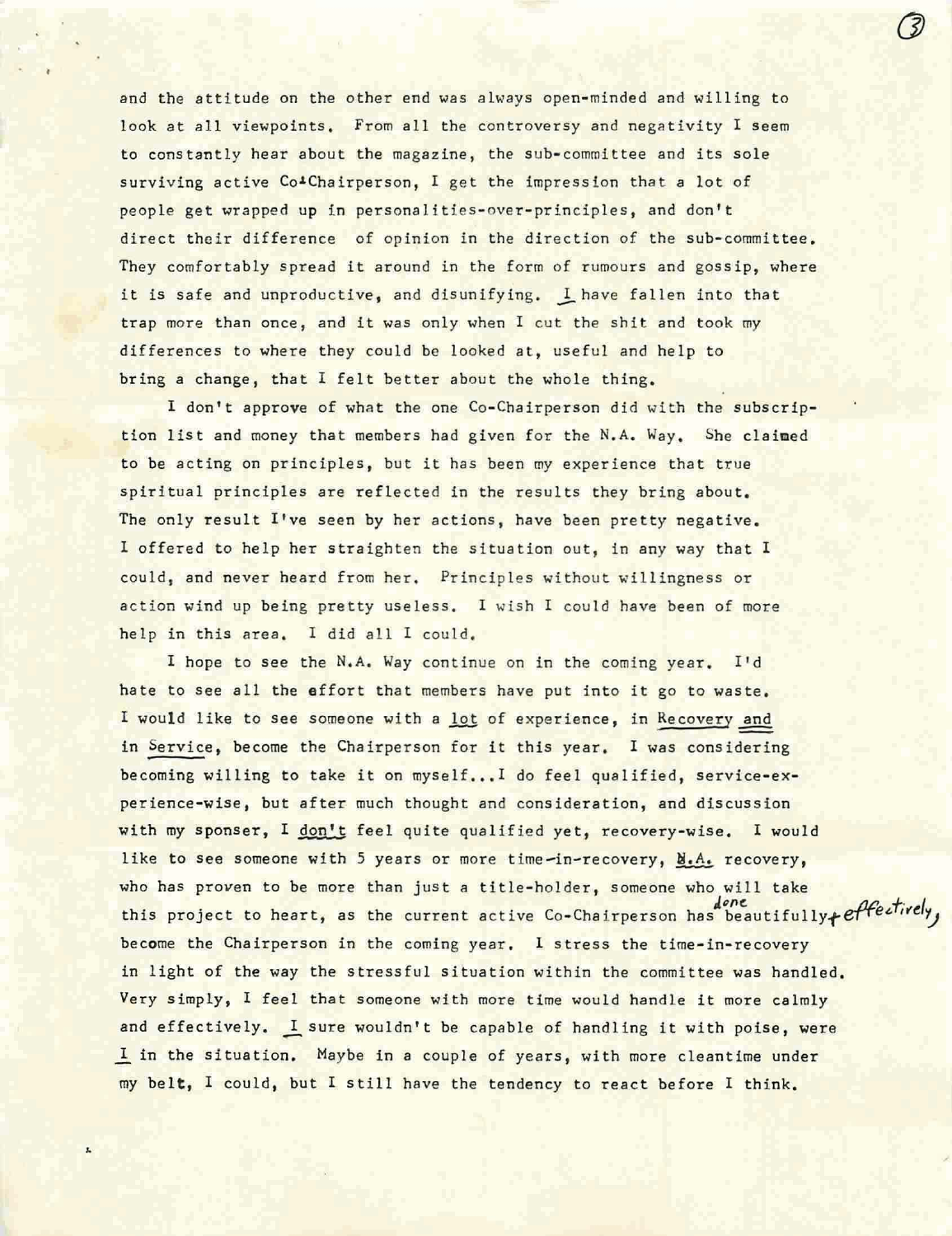and the attitude on the other end was always open-minded and willing to look at all viewpoints. From all the controversy and negativity I seem to constantly hear about the magazine, the sub-committee and its sole surviving active Co-Chairperson, I get the impression that a lot of people get wrapped up in personalities-over-principles, and don't direct their difference of opinion in the direction of the sub-committee. They comfortably spread it around in the form of rumours and gossip, where it is safe and unproductive, and disunifying. I have fallen into that trap more than once, and it was only when I cut the shit and took my differences to where they could be looked at, useful and help to bring a change, that I felt better about the whole thing.

I don't approve of what the one Co-Chairperson did with the subscription list and money that members had given for the N.A. Way. She claimed to be acting on principles, but it has been my experience that true spiritual principles are reflected in the results they bring about. The only result I've seen by her actions, have been pretty negative. I offered to help her straighten the situation out, in any way that I could, and never heard from her. Principles without willingness or action wind up being pretty useless. I wish I could have been of more help in this area. I did all I could.

I hope to see the N.A. Way continue on in the coming year. I'd hate to see all the effort that members have put into it go to waste. I would like to see someone with a lot of experience, in Recovery and in Service, become the Chairperson for it this year. I was considering becoming willing to take it on myself...I do feel qualified, service-experience-wise, but after much thought and consideration, and discussion with my sponser, I don't feel quite qualified yet, recovery-wise. I would like to see someone with 5 years or more time-in-recovery, N.A. recovery, who has proven to be more than just a title-holder, someone who will take this project to heart, as the current active Co-Chairperson has done beautifully + effectively, become the Chairperson in the coming year. I stress the time-in-recovery in light of the way the stressful situation within the committee was handled. Very simply, I feel that someone with more time would handle it more calmly and effectively. I sure wouldn't be capable of handling it with poise, were I in the situation. Maybe in a couple of years, with more cleantime under my belt, I could, but I still have the tendency to react before I think.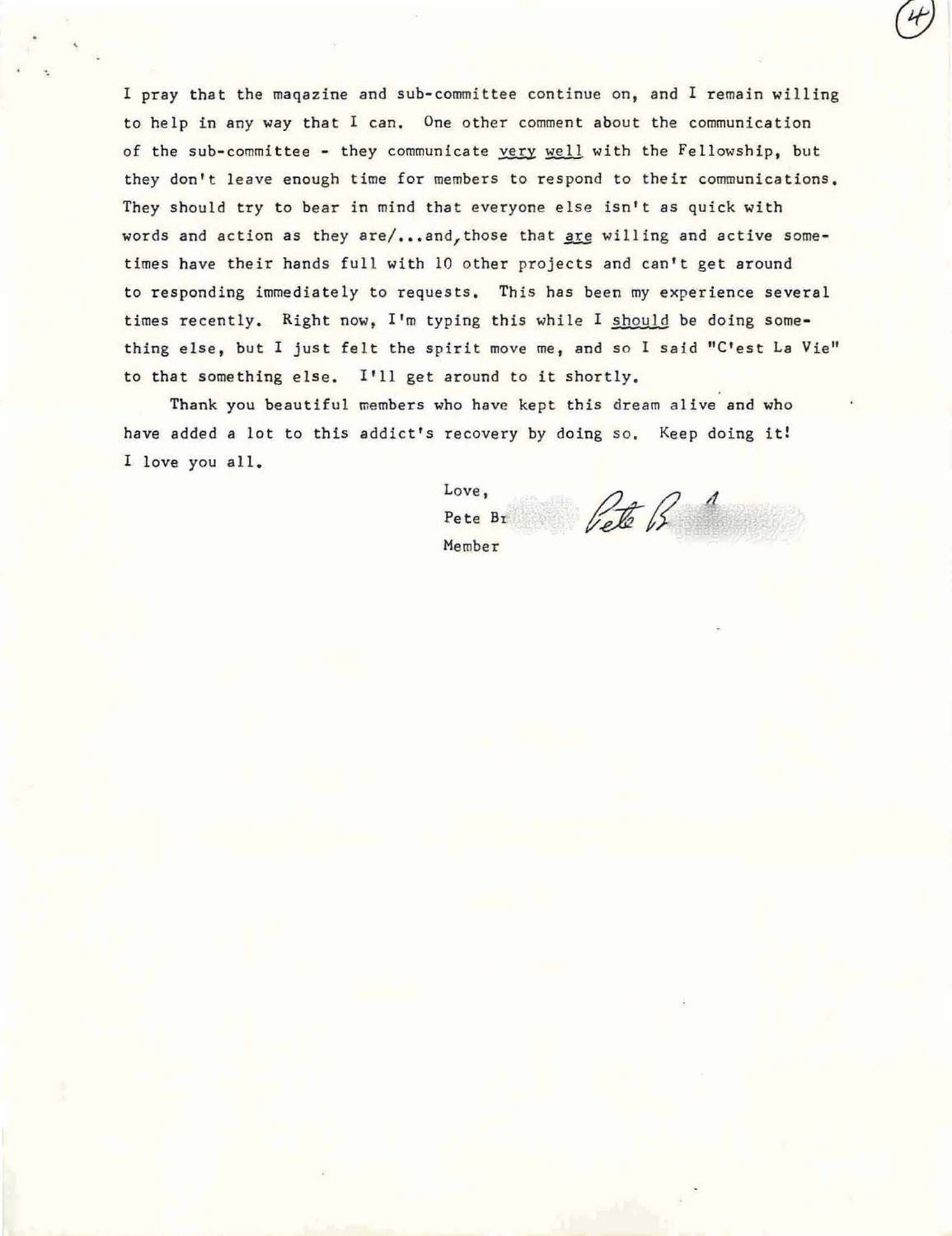I pray that the maqazine and sub-committee continue on, and I remain willing to help in any way that I can. One other comment about the communication of the sub-committee - they communicate very well with the Fellowship, but they don't leave enough time for members to respond to their communications. They should try to bear in mind that everyone else isn't as quick with words and action as they are/...and, those that are willing and active sometimes have their hands full with 10 other projects and can't get around to responding immediately to requests. This has been my experience several times recently. Right now, I'm typing this while I should be doing something else, but I just felt the spirit move me, and so I said "C'est La Vie" to that something else. I'll get around to it shortly.

Thank you beautiful members who have kept this dream alive and who have added a lot to this addict's recovery by doing so. Keep doing it! I love you all.

Love,
Pete Br
Member